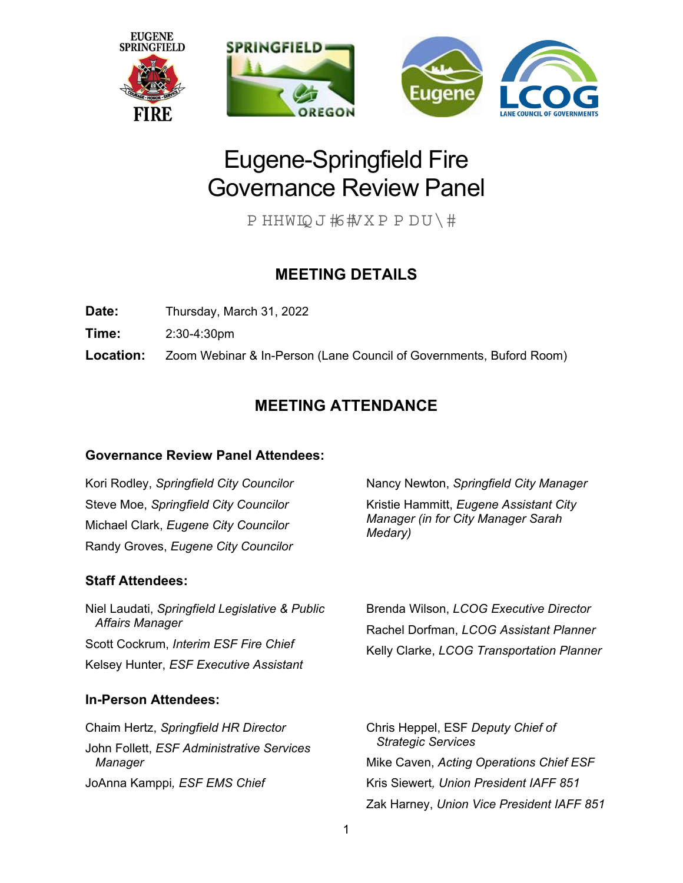# Eugene-Springfield Fire Governance Review Panel

Meeting 3 Summary

## MEETING DETAILS

**Date:** Thursday, March 31, 2022

**Time:** 2:30-4:30pm

**Location:** Zoom Webinar & In-Person (Lane Council of Governments, Buford Room)

## MEETING ATTENDANCE

### Governance Review Panel Attendees:

Kori Rodley, *Springfield City Councilor*

Steve Moe, *Springfield City Councilor*

Michael Clark, *Eugene City Councilor*

Randy Groves, *Eugene City Councilor*

Nancy Newton, *Springfield City Manager*

Kristie Hammitt, *Eugene Assistant City Manager (in for City Manager Sarah Medary)*

### Staff Attendees:

Niel Laudati, *Springfield Legislative & Public Affairs Manager*

Scott Cockrum, *Interim ESF Fire Chief*

Kelsey Hunter, *ESF Executive Assistant*

Brenda Wilson, *LCOG Executive Director*

Rachel Dorfman, *LCOG Assistant Planner*

Kelly Clarke, *LCOG Transportation Planner*

### In-Person Attendees:

Chaim Hertz, *Springfield HR Director*

John Follett, *ESF Administrative Services Manager*

JoAnna Kamppi, *ESF EMS Chief*

Chris Heppel, ESF *Deputy Chief of Strategic Services*

Mike Caven, *Acting Operations Chief ESF*

Kris Siewert, *Union President IAFF 851*

Zak Harney, *Union Vice President IAFF 851*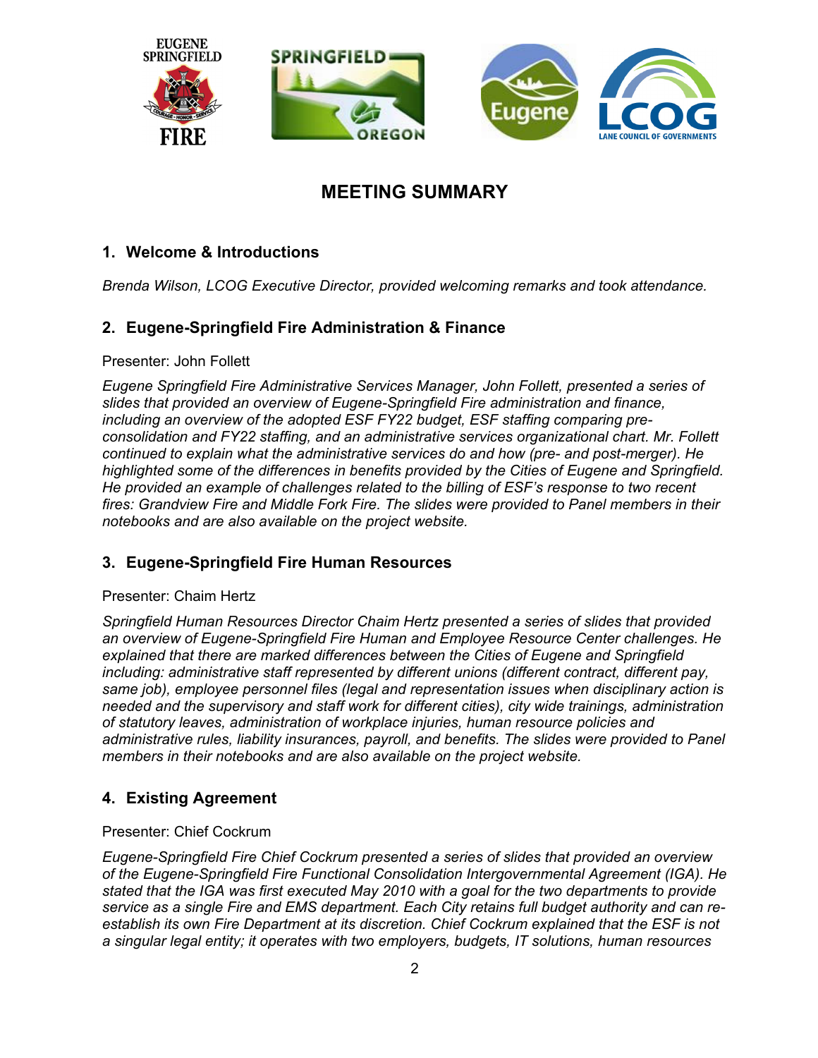# MEETING SUMMARY

## 1. Welcome & Introductions

*Brenda Wilson, LCOG Executive Director, provided welcoming remarks and took attendance.*

## 2. Eugene-Springfield Fire Administration & Finance

Presenter: John Follett

*Eugene Springfield Fire Administrative Services Manager, John Follett, presented a series of slides that provided an overview of Eugene-Springfield Fire administration and finance, including an overview of the adopted ESF FY22 budget, ESF staffing comparing pre-consolidation and FY22 staffing, and an administrative services organizational chart. Mr. Follett continued to explain what the administrative services do and how (pre- and post-merger). He highlighted some of the differences in benefits provided by the Cities of Eugene and Springfield. He provided an example of challenges related to the billing of ESF's response to two recent fires: Grandview Fire and Middle Fork Fire. The slides were provided to Panel members in their notebooks and are also available on the project website.*

## 3. Eugene-Springfield Fire Human Resources

Presenter: Chaim Hertz

*Springfield Human Resources Director Chaim Hertz presented a series of slides that provided an overview of Eugene-Springfield Fire Human and Employee Resource Center challenges. He explained that there are marked differences between the Cities of Eugene and Springfield including: administrative staff represented by different unions (different contract, different pay, same job), employee personnel files (legal and representation issues when disciplinary action is needed and the supervisory and staff work for different cities), city wide trainings, administration of statutory leaves, administration of workplace injuries, human resource policies and administrative rules, liability insurances, payroll, and benefits. The slides were provided to Panel members in their notebooks and are also available on the project website.*

## 4. Existing Agreement

Presenter: Chief Cockrum

*Eugene-Springfield Fire Chief Cockrum presented a series of slides that provided an overview of the Eugene-Springfield Fire Functional Consolidation Intergovernmental Agreement (IGA). He stated that the IGA was first executed May 2010 with a goal for the two departments to provide service as a single Fire and EMS department. Each City retains full budget authority and can re-establish its own Fire Department at its discretion. Chief Cockrum explained that the ESF is not a singular legal entity; it operates with two employers, budgets, IT solutions, human resources*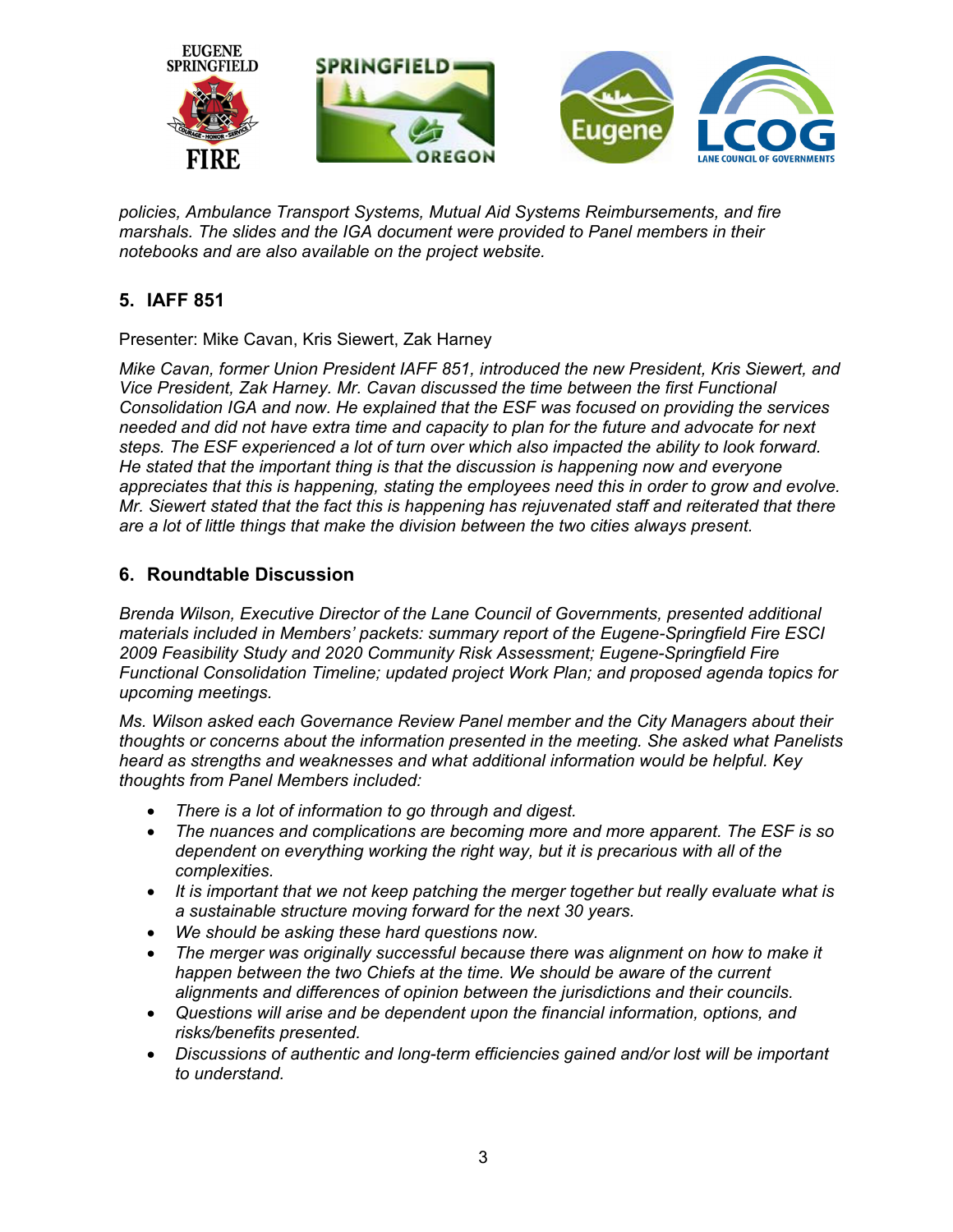*policies, Ambulance Transport Systems, Mutual Aid Systems Reimbursements, and fire marshals. The slides and the IGA document were provided to Panel members in their notebooks and are also available on the project website.*

## 5. IAFF 851

Presenter: Mike Cavan, Kris Siewert, Zak Harney

*Mike Cavan, former Union President IAFF 851, introduced the new President, Kris Siewert, and Vice President, Zak Harney. Mr. Cavan discussed the time between the first Functional Consolidation IGA and now. He explained that the ESF was focused on providing the services needed and did not have extra time and capacity to plan for the future and advocate for next steps. The ESF experienced a lot of turn over which also impacted the ability to look forward. He stated that the important thing is that the discussion is happening now and everyone appreciates that this is happening, stating the employees need this in order to grow and evolve. Mr. Siewert stated that the fact this is happening has rejuvenated staff and reiterated that there are a lot of little things that make the division between the two cities always present.*

## 6. Roundtable Discussion

*Brenda Wilson, Executive Director of the Lane Council of Governments, presented additional materials included in Members' packets: summary report of the Eugene-Springfield Fire ESCI 2009 Feasibility Study and 2020 Community Risk Assessment; Eugene-Springfield Fire Functional Consolidation Timeline; updated project Work Plan; and proposed agenda topics for upcoming meetings.*

*Ms. Wilson asked each Governance Review Panel member and the City Managers about their thoughts or concerns about the information presented in the meeting. She asked what Panelists heard as strengths and weaknesses and what additional information would be helpful. Key thoughts from Panel Members included:*

- *There is a lot of information to go through and digest.*
- *The nuances and complications are becoming more and more apparent. The ESF is so dependent on everything working the right way, but it is precarious with all of the complexities.*
- *It is important that we not keep patching the merger together but really evaluate what is a sustainable structure moving forward for the next 30 years.*
- *We should be asking these hard questions now.*
- *The merger was originally successful because there was alignment on how to make it happen between the two Chiefs at the time. We should be aware of the current alignments and differences of opinion between the jurisdictions and their councils.*
- *Questions will arise and be dependent upon the financial information, options, and risks/benefits presented.*
- *Discussions of authentic and long-term efficiencies gained and/or lost will be important to understand.*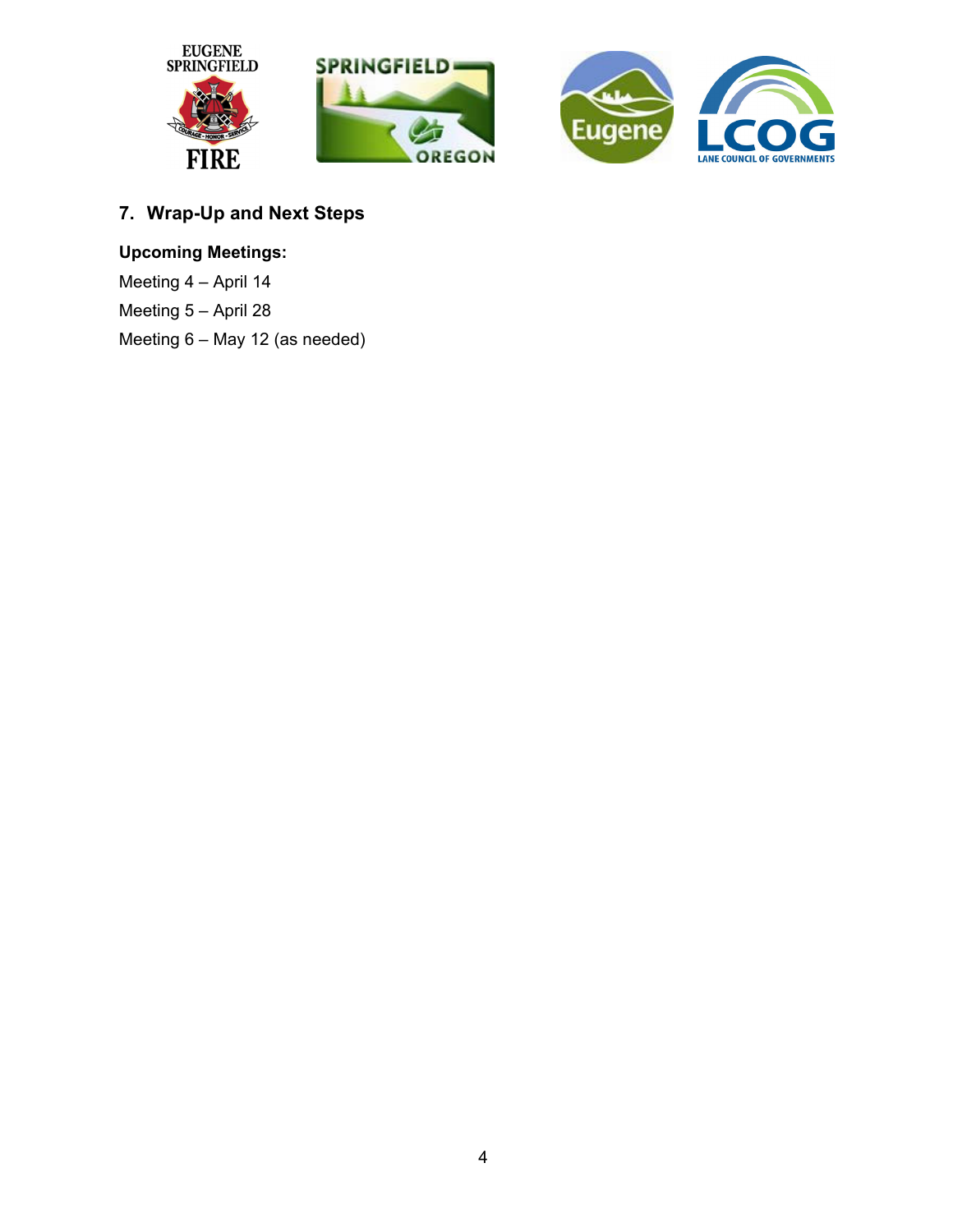## 7. Wrap-Up and Next Steps

**Upcoming Meetings:**

Meeting 4 – April 14

Meeting 5 – April 28

Meeting 6 – May 12 (as needed)